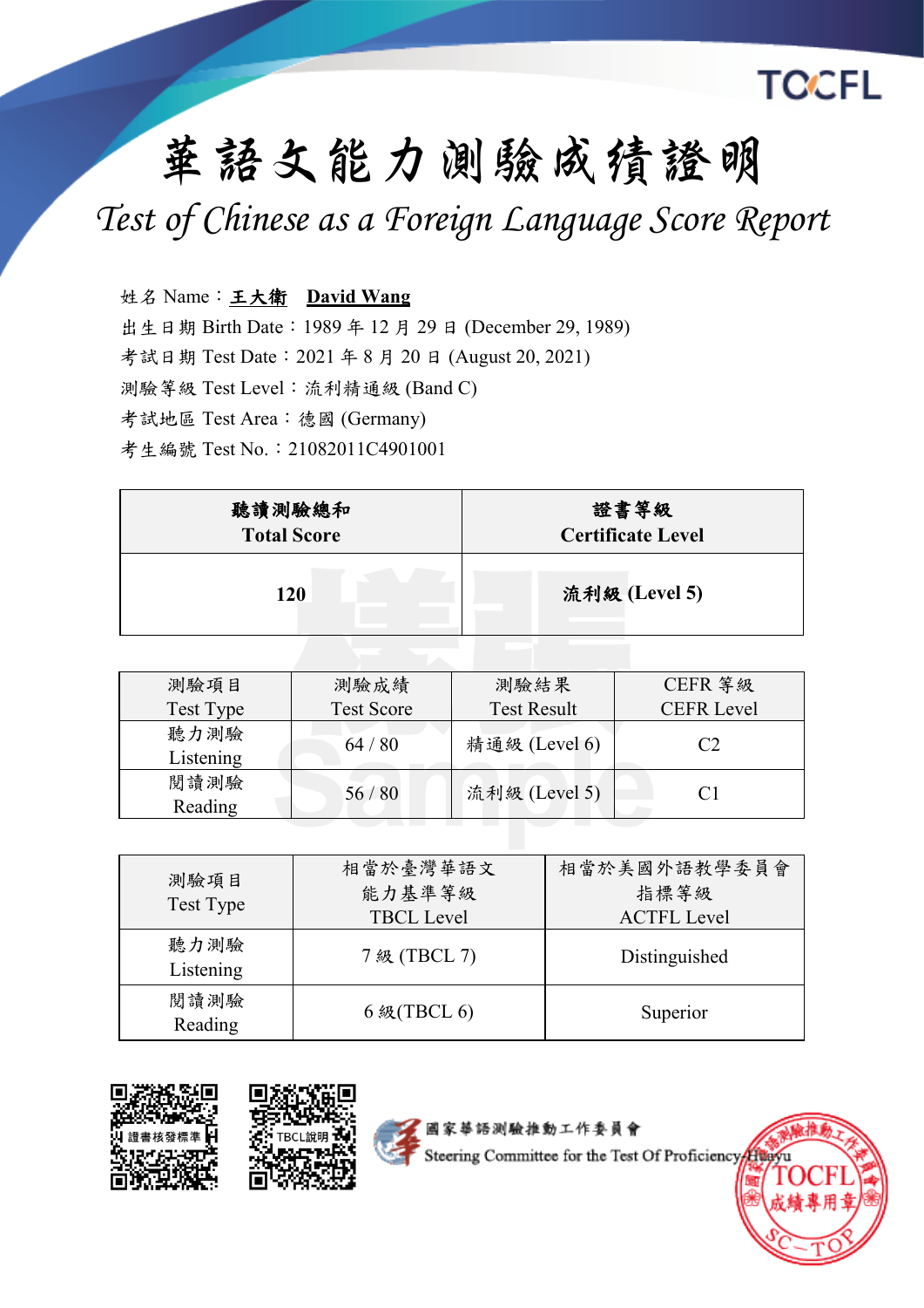TOCFL

# 華語文能力測驗成績證明

## Test of Chinese as a Foreign Language Score Report

姓名 Name：**王大衛　David Wang**

出生日期 Birth Date：1989 年 12 月 29 日 (December 29, 1989)

考試日期 Test Date：2021 年 8 月 20 日 (August 20, 2021)

測驗等級 Test Level：流利精通級 (Band C)

考試地區 Test Area：德國 (Germany)

考生編號 Test No.：21082011C4901001

| 聽讀測驗總和 Total Score | 證書等級 Certificate Level |
|---|---|
| 120 | 流利級 (Level 5) |

| 測驗項目 Test Type | 測驗成績 Test Score | 測驗結果 Test Result | CEFR 等級 CEFR Level |
|---|---|---|---|
| 聽力測驗 Listening | 64 / 80 | 精通級 (Level 6) | C2 |
| 閱讀測驗 Reading | 56 / 80 | 流利級 (Level 5) | C1 |

| 測驗項目 Test Type | 相當於臺灣華語文能力基準等級 TBCL Level | 相當於美國外語教學委員會指標等級 ACTFL Level |
|---|---|---|
| 聽力測驗 Listening | 7 級 (TBCL 7) | Distinguished |
| 閱讀測驗 Reading | 6 級(TBCL 6) | Superior |

證書核發標準　TBCL說明

國家華語測驗推動工作委員會
Steering Committee for the Test Of Proficiency-Huayu

國家華語測驗推動工作委員會 TOCFL 成績專用章 SC-TOP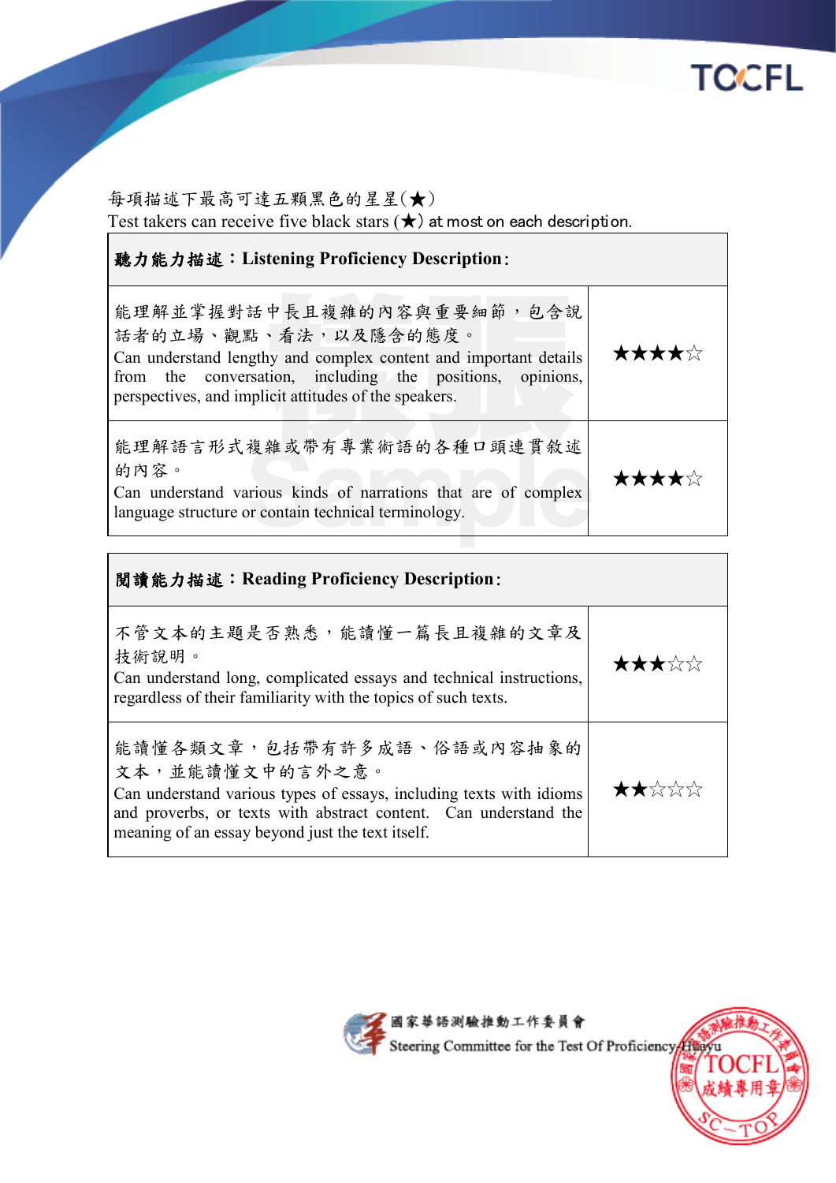每項描述下最高可達五顆黑色的星星(★)
Test takers can receive five black stars (★) at most on each description.

| 聽力能力描述：Listening Proficiency Description: | |
|---|---|
| 能理解並掌握對話中長且複雜的內容與重要細節，包含說話者的立場、觀點、看法，以及隱含的態度。<br>Can understand lengthy and complex content and important details from the conversation, including the positions, opinions, perspectives, and implicit attitudes of the speakers. | ★★★★☆ |
| 能理解語言形式複雜或帶有專業術語的各種口頭連貫敘述的內容。<br>Can understand various kinds of narrations that are of complex language structure or contain technical terminology. | ★★★★☆ |

| 閱讀能力描述：Reading Proficiency Description: | |
|---|---|
| 不管文本的主題是否熟悉，能讀懂一篇長且複雜的文章及技術說明。<br>Can understand long, complicated essays and technical instructions, regardless of their familiarity with the topics of such texts. | ★★★☆☆ |
| 能讀懂各類文章，包括帶有許多成語、俗語或內容抽象的文本，並能讀懂文中的言外之意。<br>Can understand various types of essays, including texts with idioms and proverbs, or texts with abstract content. Can understand the meaning of an essay beyond just the text itself. | ★★☆☆☆ |

國家華語測驗推動工作委員會
Steering Committee for the Test Of Proficiency-Huayu